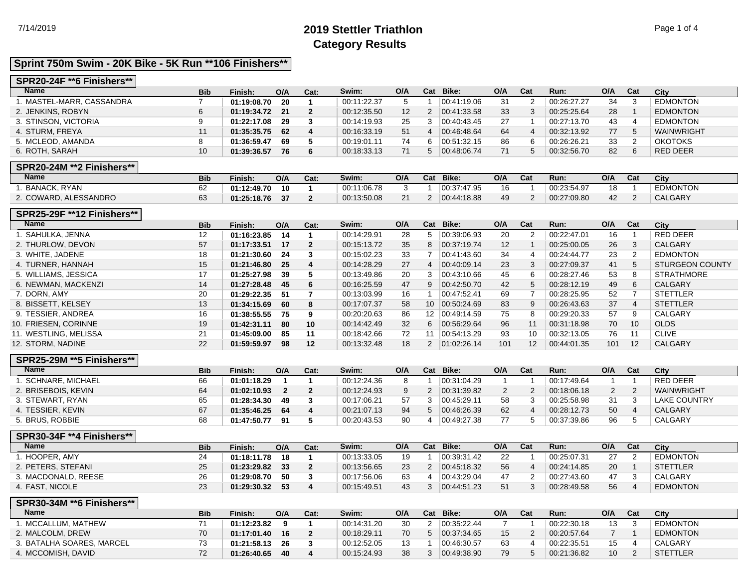# 2019 Stettler Triathlon
## Category Results

### Sprint 750m Swim - 20K Bike - 5K Run **106 Finishers**

#### SPR20-24F **6 Finishers**

| Name | Bib | Finish: | O/A | Cat: | Swim: | O/A | Cat | Bike: | O/A | Cat | Run: | O/A | Cat | City |
|---|---|---|---|---|---|---|---|---|---|---|---|---|---|---|
| 1. MASTEL-MARR, CASSANDRA | 7 | **01:19:08.70** | **20** | **1** | 00:11:22.37 | 5 | 1 | 00:41:19.06 | 31 | 2 | 00:26:27.27 | 34 | 3 | EDMONTON |
| 2. JENKINS, ROBYN | 6 | **01:19:34.72** | **21** | **2** | 00:12:35.50 | 12 | 2 | 00:41:33.58 | 33 | 3 | 00:25:25.64 | 28 | 1 | EDMONTON |
| 3. STINSON, VICTORIA | 9 | **01:22:17.08** | **29** | **3** | 00:14:19.93 | 25 | 3 | 00:40:43.45 | 27 | 1 | 00:27:13.70 | 43 | 4 | EDMONTON |
| 4. STURM, FREYA | 11 | **01:35:35.75** | **62** | **4** | 00:16:33.19 | 51 | 4 | 00:46:48.64 | 64 | 4 | 00:32:13.92 | 77 | 5 | WAINWRIGHT |
| 5. MCLEOD, AMANDA | 8 | **01:36:59.47** | **69** | **5** | 00:19:01.11 | 74 | 6 | 00:51:32.15 | 86 | 6 | 00:26:26.21 | 33 | 2 | OKOTOKS |
| 6. ROTH, SARAH | 10 | **01:39:36.57** | **76** | **6** | 00:18:33.13 | 71 | 5 | 00:48:06.74 | 71 | 5 | 00:32:56.70 | 82 | 6 | RED DEER |

#### SPR20-24M **2 Finishers**

| Name | Bib | Finish: | O/A | Cat: | Swim: | O/A | Cat | Bike: | O/A | Cat | Run: | O/A | Cat | City |
|---|---|---|---|---|---|---|---|---|---|---|---|---|---|---|
| 1. BANACK, RYAN | 62 | **01:12:49.70** | **10** | **1** | 00:11:06.78 | 3 | 1 | 00:37:47.95 | 16 | 1 | 00:23:54.97 | 18 | 1 | EDMONTON |
| 2. COWARD, ALESSANDRO | 63 | **01:25:18.76** | **37** | **2** | 00:13:50.08 | 21 | 2 | 00:44:18.88 | 49 | 2 | 00:27:09.80 | 42 | 2 | CALGARY |

#### SPR25-29F **12 Finishers**

| Name | Bib | Finish: | O/A | Cat: | Swim: | O/A | Cat | Bike: | O/A | Cat | Run: | O/A | Cat | City |
|---|---|---|---|---|---|---|---|---|---|---|---|---|---|---|
| 1. SAHULKA, JENNA | 12 | **01:16:23.85** | **14** | **1** | 00:14:29.91 | 28 | 5 | 00:39:06.93 | 20 | 2 | 00:22:47.01 | 16 | 1 | RED DEER |
| 2. THURLOW, DEVON | 57 | **01:17:33.51** | **17** | **2** | 00:15:13.72 | 35 | 8 | 00:37:19.74 | 12 | 1 | 00:25:00.05 | 26 | 3 | CALGARY |
| 3. WHITE, JADENE | 18 | **01:21:30.60** | **24** | **3** | 00:15:02.23 | 33 | 7 | 00:41:43.60 | 34 | 4 | 00:24:44.77 | 23 | 2 | EDMONTON |
| 4. TURNER, HANNAH | 15 | **01:21:46.80** | **25** | **4** | 00:14:28.29 | 27 | 4 | 00:40:09.14 | 23 | 3 | 00:27:09.37 | 41 | 5 | STURGEON COUNTY |
| 5. WILLIAMS, JESSICA | 17 | **01:25:27.98** | **39** | **5** | 00:13:49.86 | 20 | 3 | 00:43:10.66 | 45 | 6 | 00:28:27.46 | 53 | 8 | STRATHMORE |
| 6. NEWMAN, MACKENZI | 14 | **01:27:28.48** | **45** | **6** | 00:16:25.59 | 47 | 9 | 00:42:50.70 | 42 | 5 | 00:28:12.19 | 49 | 6 | CALGARY |
| 7. DORN, AMY | 20 | **01:29:22.35** | **51** | **7** | 00:13:03.99 | 16 | 1 | 00:47:52.41 | 69 | 7 | 00:28:25.95 | 52 | 7 | STETTLER |
| 8. BISSETT, KELSEY | 13 | **01:34:15.69** | **60** | **8** | 00:17:07.37 | 58 | 10 | 00:50:24.69 | 83 | 9 | 00:26:43.63 | 37 | 4 | STETTLER |
| 9. TESSIER, ANDREA | 16 | **01:38:55.55** | **75** | **9** | 00:20:20.63 | 86 | 12 | 00:49:14.59 | 75 | 8 | 00:29:20.33 | 57 | 9 | CALGARY |
| 10. FRIESEN, CORINNE | 19 | **01:42:31.11** | **80** | **10** | 00:14:42.49 | 32 | 6 | 00:56:29.64 | 96 | 11 | 00:31:18.98 | 70 | 10 | OLDS |
| 11. WESTLING, MELISSA | 21 | **01:45:09.00** | **85** | **11** | 00:18:42.66 | 72 | 11 | 00:54:13.29 | 93 | 10 | 00:32:13.05 | 76 | 11 | CLIVE |
| 12. STORM, NADINE | 22 | **01:59:59.97** | **98** | **12** | 00:13:32.48 | 18 | 2 | 01:02:26.14 | 101 | 12 | 00:44:01.35 | 101 | 12 | CALGARY |

#### SPR25-29M **5 Finishers**

| Name | Bib | Finish: | O/A | Cat: | Swim: | O/A | Cat | Bike: | O/A | Cat | Run: | O/A | Cat | City |
|---|---|---|---|---|---|---|---|---|---|---|---|---|---|---|
| 1. SCHNARE, MICHAEL | 66 | **01:01:18.29** | **1** | **1** | 00:12:24.36 | 8 | 1 | 00:31:04.29 | 1 | 1 | 00:17:49.64 | 1 | 1 | RED DEER |
| 2. BRISEBOIS, KEVIN | 64 | **01:02:10.93** | **2** | **2** | 00:12:24.93 | 9 | 2 | 00:31:39.82 | 2 | 2 | 00:18:06.18 | 2 | 2 | WAINWRIGHT |
| 3. STEWART, RYAN | 65 | **01:28:34.30** | **49** | **3** | 00:17:06.21 | 57 | 3 | 00:45:29.11 | 58 | 3 | 00:25:58.98 | 31 | 3 | LAKE COUNTRY |
| 4. TESSIER, KEVIN | 67 | **01:35:46.25** | **64** | **4** | 00:21:07.13 | 94 | 5 | 00:46:26.39 | 62 | 4 | 00:28:12.73 | 50 | 4 | CALGARY |
| 5. BRUS, ROBBIE | 68 | **01:47:50.77** | **91** | **5** | 00:20:43.53 | 90 | 4 | 00:49:27.38 | 77 | 5 | 00:37:39.86 | 96 | 5 | CALGARY |

#### SPR30-34F **4 Finishers**

| Name | Bib | Finish: | O/A | Cat: | Swim: | O/A | Cat | Bike: | O/A | Cat | Run: | O/A | Cat | City |
|---|---|---|---|---|---|---|---|---|---|---|---|---|---|---|
| 1. HOOPER, AMY | 24 | **01:18:11.78** | **18** | **1** | 00:13:33.05 | 19 | 1 | 00:39:31.42 | 22 | 1 | 00:25:07.31 | 27 | 2 | EDMONTON |
| 2. PETERS, STEFANI | 25 | **01:23:29.82** | **33** | **2** | 00:13:56.65 | 23 | 2 | 00:45:18.32 | 56 | 4 | 00:24:14.85 | 20 | 1 | STETTLER |
| 3. MACDONALD, REESE | 26 | **01:29:08.70** | **50** | **3** | 00:17:56.06 | 63 | 4 | 00:43:29.04 | 47 | 2 | 00:27:43.60 | 47 | 3 | CALGARY |
| 4. FAST, NICOLE | 23 | **01:29:30.32** | **53** | **4** | 00:15:49.51 | 43 | 3 | 00:44:51.23 | 51 | 3 | 00:28:49.58 | 56 | 4 | EDMONTON |

#### SPR30-34M **6 Finishers**

| Name | Bib | Finish: | O/A | Cat: | Swim: | O/A | Cat | Bike: | O/A | Cat | Run: | O/A | Cat | City |
|---|---|---|---|---|---|---|---|---|---|---|---|---|---|---|
| 1. MCCALLUM, MATHEW | 71 | **01:12:23.82** | **9** | **1** | 00:14:31.20 | 30 | 2 | 00:35:22.44 | 7 | 1 | 00:22:30.18 | 13 | 3 | EDMONTON |
| 2. MALCOLM, DREW | 70 | **01:17:01.40** | **16** | **2** | 00:18:29.11 | 70 | 5 | 00:37:34.65 | 15 | 2 | 00:20:57.64 | 7 | 1 | EDMONTON |
| 3. BATALHA SOARES, MARCEL | 73 | **01:21:58.13** | **26** | **3** | 00:12:52.05 | 13 | 1 | 00:46:30.57 | 63 | 4 | 00:22:35.51 | 15 | 4 | CALGARY |
| 4. MCCOMISH, DAVID | 72 | **01:26:40.65** | **40** | **4** | 00:15:24.93 | 38 | 3 | 00:49:38.90 | 79 | 5 | 00:21:36.82 | 10 | 2 | STETTLER |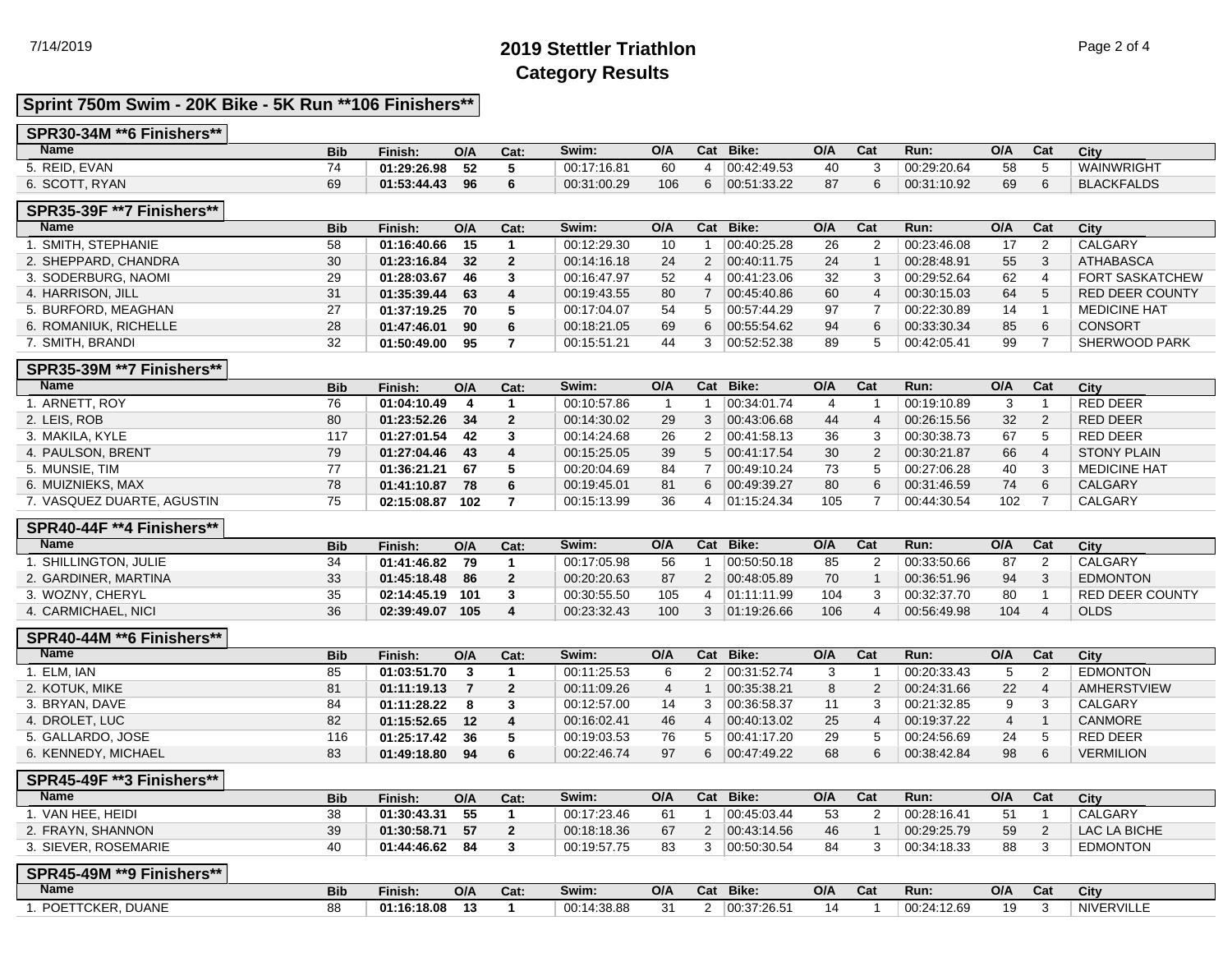# 2019 Stettler Triathlon
## Category Results

### Sprint 750m Swim - 20K Bike - 5K Run **106 Finishers**

#### SPR30-34M **6 Finishers**

| Name | Bib | Finish: | O/A | Cat: | Swim: | O/A | Cat | Bike: | O/A | Cat | Run: | O/A | Cat | City |
|---|---|---|---|---|---|---|---|---|---|---|---|---|---|---|
| 5. REID, EVAN | 74 | **01:29:26.98** | **52** | **5** | 00:17:16.81 | 60 | 4 | 00:42:49.53 | 40 | 3 | 00:29:20.64 | 58 | 5 | WAINWRIGHT |
| 6. SCOTT, RYAN | 69 | **01:53:44.43** | **96** | **6** | 00:31:00.29 | 106 | 6 | 00:51:33.22 | 87 | 6 | 00:31:10.92 | 69 | 6 | BLACKFALDS |

#### SPR35-39F **7 Finishers**

| Name | Bib | Finish: | O/A | Cat: | Swim: | O/A | Cat | Bike: | O/A | Cat | Run: | O/A | Cat | City |
|---|---|---|---|---|---|---|---|---|---|---|---|---|---|---|
| 1. SMITH, STEPHANIE | 58 | **01:16:40.66** | **15** | **1** | 00:12:29.30 | 10 | 1 | 00:40:25.28 | 26 | 2 | 00:23:46.08 | 17 | 2 | CALGARY |
| 2. SHEPPARD, CHANDRA | 30 | **01:23:16.84** | **32** | **2** | 00:14:16.18 | 24 | 2 | 00:40:11.75 | 24 | 1 | 00:28:48.91 | 55 | 3 | ATHABASCA |
| 3. SODERBURG, NAOMI | 29 | **01:28:03.67** | **46** | **3** | 00:16:47.97 | 52 | 4 | 00:41:23.06 | 32 | 3 | 00:29:52.64 | 62 | 4 | FORT SASKATCHEW |
| 4. HARRISON, JILL | 31 | **01:35:39.44** | **63** | **4** | 00:19:43.55 | 80 | 7 | 00:45:40.86 | 60 | 4 | 00:30:15.03 | 64 | 5 | RED DEER COUNTY |
| 5. BURFORD, MEAGHAN | 27 | **01:37:19.25** | **70** | **5** | 00:17:04.07 | 54 | 5 | 00:57:44.29 | 97 | 7 | 00:22:30.89 | 14 | 1 | MEDICINE HAT |
| 6. ROMANIUK, RICHELLE | 28 | **01:47:46.01** | **90** | **6** | 00:18:21.05 | 69 | 6 | 00:55:54.62 | 94 | 6 | 00:33:30.34 | 85 | 6 | CONSORT |
| 7. SMITH, BRANDI | 32 | **01:50:49.00** | **95** | **7** | 00:15:51.21 | 44 | 3 | 00:52:52.38 | 89 | 5 | 00:42:05.41 | 99 | 7 | SHERWOOD PARK |

#### SPR35-39M **7 Finishers**

| Name | Bib | Finish: | O/A | Cat: | Swim: | O/A | Cat | Bike: | O/A | Cat | Run: | O/A | Cat | City |
|---|---|---|---|---|---|---|---|---|---|---|---|---|---|---|
| 1. ARNETT, ROY | 76 | **01:04:10.49** | **4** | **1** | 00:10:57.86 | 1 | 1 | 00:34:01.74 | 4 | 1 | 00:19:10.89 | 3 | 1 | RED DEER |
| 2. LEIS, ROB | 80 | **01:23:52.26** | **34** | **2** | 00:14:30.02 | 29 | 3 | 00:43:06.68 | 44 | 4 | 00:26:15.56 | 32 | 2 | RED DEER |
| 3. MAKILA, KYLE | 117 | **01:27:01.54** | **42** | **3** | 00:14:24.68 | 26 | 2 | 00:41:58.13 | 36 | 3 | 00:30:38.73 | 67 | 5 | RED DEER |
| 4. PAULSON, BRENT | 79 | **01:27:04.46** | **43** | **4** | 00:15:25.05 | 39 | 5 | 00:41:17.54 | 30 | 2 | 00:30:21.87 | 66 | 4 | STONY PLAIN |
| 5. MUNSIE, TIM | 77 | **01:36:21.21** | **67** | **5** | 00:20:04.69 | 84 | 7 | 00:49:10.24 | 73 | 5 | 00:27:06.28 | 40 | 3 | MEDICINE HAT |
| 6. MUIZNIEKS, MAX | 78 | **01:41:10.87** | **78** | **6** | 00:19:45.01 | 81 | 6 | 00:49:39.27 | 80 | 6 | 00:31:46.59 | 74 | 6 | CALGARY |
| 7. VASQUEZ DUARTE, AGUSTIN | 75 | **02:15:08.87** | **102** | **7** | 00:15:13.99 | 36 | 4 | 01:15:24.34 | 105 | 7 | 00:44:30.54 | 102 | 7 | CALGARY |

#### SPR40-44F **4 Finishers**

| Name | Bib | Finish: | O/A | Cat: | Swim: | O/A | Cat | Bike: | O/A | Cat | Run: | O/A | Cat | City |
|---|---|---|---|---|---|---|---|---|---|---|---|---|---|---|
| 1. SHILLINGTON, JULIE | 34 | **01:41:46.82** | **79** | **1** | 00:17:05.98 | 56 | 1 | 00:50:50.18 | 85 | 2 | 00:33:50.66 | 87 | 2 | CALGARY |
| 2. GARDINER, MARTINA | 33 | **01:45:18.48** | **86** | **2** | 00:20:20.63 | 87 | 2 | 00:48:05.89 | 70 | 1 | 00:36:51.96 | 94 | 3 | EDMONTON |
| 3. WOZNY, CHERYL | 35 | **02:14:45.19** | **101** | **3** | 00:30:55.50 | 105 | 4 | 01:11:11.99 | 104 | 3 | 00:32:37.70 | 80 | 1 | RED DEER COUNTY |
| 4. CARMICHAEL, NICI | 36 | **02:39:49.07** | **105** | **4** | 00:23:32.43 | 100 | 3 | 01:19:26.66 | 106 | 4 | 00:56:49.98 | 104 | 4 | OLDS |

#### SPR40-44M **6 Finishers**

| Name | Bib | Finish: | O/A | Cat: | Swim: | O/A | Cat | Bike: | O/A | Cat | Run: | O/A | Cat | City |
|---|---|---|---|---|---|---|---|---|---|---|---|---|---|---|
| 1. ELM, IAN | 85 | **01:03:51.70** | **3** | **1** | 00:11:25.53 | 6 | 2 | 00:31:52.74 | 3 | 1 | 00:20:33.43 | 5 | 2 | EDMONTON |
| 2. KOTUK, MIKE | 81 | **01:11:19.13** | **7** | **2** | 00:11:09.26 | 4 | 1 | 00:35:38.21 | 8 | 2 | 00:24:31.66 | 22 | 4 | AMHERSTVIEW |
| 3. BRYAN, DAVE | 84 | **01:11:28.22** | **8** | **3** | 00:12:57.00 | 14 | 3 | 00:36:58.37 | 11 | 3 | 00:21:32.85 | 9 | 3 | CALGARY |
| 4. DROLET, LUC | 82 | **01:15:52.65** | **12** | **4** | 00:16:02.41 | 46 | 4 | 00:40:13.02 | 25 | 4 | 00:19:37.22 | 4 | 1 | CANMORE |
| 5. GALLARDO, JOSE | 116 | **01:25:17.42** | **36** | **5** | 00:19:03.53 | 76 | 5 | 00:41:17.20 | 29 | 5 | 00:24:56.69 | 24 | 5 | RED DEER |
| 6. KENNEDY, MICHAEL | 83 | **01:49:18.80** | **94** | **6** | 00:22:46.74 | 97 | 6 | 00:47:49.22 | 68 | 6 | 00:38:42.84 | 98 | 6 | VERMILION |

#### SPR45-49F **3 Finishers**

| Name | Bib | Finish: | O/A | Cat: | Swim: | O/A | Cat | Bike: | O/A | Cat | Run: | O/A | Cat | City |
|---|---|---|---|---|---|---|---|---|---|---|---|---|---|---|
| 1. VAN HEE, HEIDI | 38 | **01:30:43.31** | **55** | **1** | 00:17:23.46 | 61 | 1 | 00:45:03.44 | 53 | 2 | 00:28:16.41 | 51 | 1 | CALGARY |
| 2. FRAYN, SHANNON | 39 | **01:30:58.71** | **57** | **2** | 00:18:18.36 | 67 | 2 | 00:43:14.56 | 46 | 1 | 00:29:25.79 | 59 | 2 | LAC LA BICHE |
| 3. SIEVER, ROSEMARIE | 40 | **01:44:46.62** | **84** | **3** | 00:19:57.75 | 83 | 3 | 00:50:30.54 | 84 | 3 | 00:34:18.33 | 88 | 3 | EDMONTON |

#### SPR45-49M **9 Finishers**

| Name | Bib | Finish: | O/A | Cat: | Swim: | O/A | Cat | Bike: | O/A | Cat | Run: | O/A | Cat | City |
|---|---|---|---|---|---|---|---|---|---|---|---|---|---|---|
| 1. POETTCKER, DUANE | 88 | **01:16:18.08** | **13** | **1** | 00:14:38.88 | 31 | 2 | 00:37:26.51 | 14 | 1 | 00:24:12.69 | 19 | 3 | NIVERVILLE |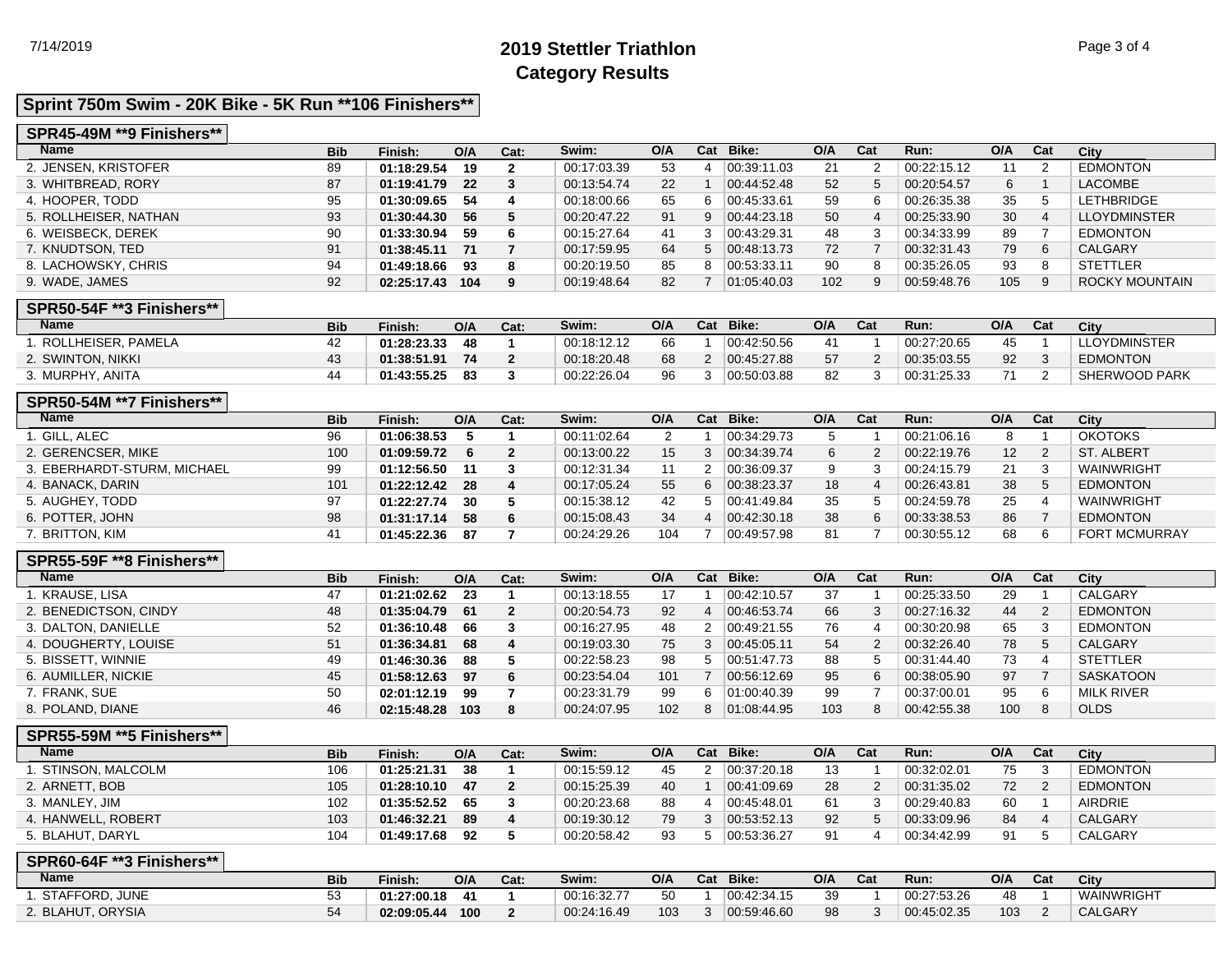# 2019 Stettler Triathlon
## Category Results

## Sprint 750m Swim - 20K Bike - 5K Run **106 Finishers**

### SPR45-49M **9 Finishers**

| Name | Bib | Finish: | O/A | Cat: | Swim: | O/A | Cat | Bike: | O/A | Cat | Run: | O/A | Cat | City |
|---|---|---|---|---|---|---|---|---|---|---|---|---|---|---|
| 2. JENSEN, KRISTOFER | 89 | **01:18:29.54** | **19** | **2** | 00:17:03.39 | 53 | 4 | 00:39:11.03 | 21 | 2 | 00:22:15.12 | 11 | 2 | EDMONTON |
| 3. WHITBREAD, RORY | 87 | **01:19:41.79** | **22** | **3** | 00:13:54.74 | 22 | 1 | 00:44:52.48 | 52 | 5 | 00:20:54.57 | 6 | 1 | LACOMBE |
| 4. HOOPER, TODD | 95 | **01:30:09.65** | **54** | **4** | 00:18:00.66 | 65 | 6 | 00:45:33.61 | 59 | 6 | 00:26:35.38 | 35 | 5 | LETHBRIDGE |
| 5. ROLLHEISER, NATHAN | 93 | **01:30:44.30** | **56** | **5** | 00:20:47.22 | 91 | 9 | 00:44:23.18 | 50 | 4 | 00:25:33.90 | 30 | 4 | LLOYDMINSTER |
| 6. WEISBECK, DEREK | 90 | **01:33:30.94** | **59** | **6** | 00:15:27.64 | 41 | 3 | 00:43:29.31 | 48 | 3 | 00:34:33.99 | 89 | 7 | EDMONTON |
| 7. KNUDTSON, TED | 91 | **01:38:45.11** | **71** | **7** | 00:17:59.95 | 64 | 5 | 00:48:13.73 | 72 | 7 | 00:32:31.43 | 79 | 6 | CALGARY |
| 8. LACHOWSKY, CHRIS | 94 | **01:49:18.66** | **93** | **8** | 00:20:19.50 | 85 | 8 | 00:53:33.11 | 90 | 8 | 00:35:26.05 | 93 | 8 | STETTLER |
| 9. WADE, JAMES | 92 | **02:25:17.43** | **104** | **9** | 00:19:48.64 | 82 | 7 | 01:05:40.03 | 102 | 9 | 00:59:48.76 | 105 | 9 | ROCKY MOUNTAIN |

### SPR50-54F **3 Finishers**

| Name | Bib | Finish: | O/A | Cat: | Swim: | O/A | Cat | Bike: | O/A | Cat | Run: | O/A | Cat | City |
|---|---|---|---|---|---|---|---|---|---|---|---|---|---|---|
| 1. ROLLHEISER, PAMELA | 42 | **01:28:23.33** | **48** | **1** | 00:18:12.12 | 66 | 1 | 00:42:50.56 | 41 | 1 | 00:27:20.65 | 45 | 1 | LLOYDMINSTER |
| 2. SWINTON, NIKKI | 43 | **01:38:51.91** | **74** | **2** | 00:18:20.48 | 68 | 2 | 00:45:27.88 | 57 | 2 | 00:35:03.55 | 92 | 3 | EDMONTON |
| 3. MURPHY, ANITA | 44 | **01:43:55.25** | **83** | **3** | 00:22:26.04 | 96 | 3 | 00:50:03.88 | 82 | 3 | 00:31:25.33 | 71 | 2 | SHERWOOD PARK |

### SPR50-54M **7 Finishers**

| Name | Bib | Finish: | O/A | Cat: | Swim: | O/A | Cat | Bike: | O/A | Cat | Run: | O/A | Cat | City |
|---|---|---|---|---|---|---|---|---|---|---|---|---|---|---|
| 1. GILL, ALEC | 96 | **01:06:38.53** | **5** | **1** | 00:11:02.64 | 2 | 1 | 00:34:29.73 | 5 | 1 | 00:21:06.16 | 8 | 1 | OKOTOKS |
| 2. GERENCSER, MIKE | 100 | **01:09:59.72** | **6** | **2** | 00:13:00.22 | 15 | 3 | 00:34:39.74 | 6 | 2 | 00:22:19.76 | 12 | 2 | ST. ALBERT |
| 3. EBERHARDT-STURM, MICHAEL | 99 | **01:12:56.50** | **11** | **3** | 00:12:31.34 | 11 | 2 | 00:36:09.37 | 9 | 3 | 00:24:15.79 | 21 | 3 | WAINWRIGHT |
| 4. BANACK, DARIN | 101 | **01:22:12.42** | **28** | **4** | 00:17:05.24 | 55 | 6 | 00:38:23.37 | 18 | 4 | 00:26:43.81 | 38 | 5 | EDMONTON |
| 5. AUGHEY, TODD | 97 | **01:22:27.74** | **30** | **5** | 00:15:38.12 | 42 | 5 | 00:41:49.84 | 35 | 5 | 00:24:59.78 | 25 | 4 | WAINWRIGHT |
| 6. POTTER, JOHN | 98 | **01:31:17.14** | **58** | **6** | 00:15:08.43 | 34 | 4 | 00:42:30.18 | 38 | 6 | 00:33:38.53 | 86 | 7 | EDMONTON |
| 7. BRITTON, KIM | 41 | **01:45:22.36** | **87** | **7** | 00:24:29.26 | 104 | 7 | 00:49:57.98 | 81 | 7 | 00:30:55.12 | 68 | 6 | FORT MCMURRAY |

### SPR55-59F **8 Finishers**

| Name | Bib | Finish: | O/A | Cat: | Swim: | O/A | Cat | Bike: | O/A | Cat | Run: | O/A | Cat | City |
|---|---|---|---|---|---|---|---|---|---|---|---|---|---|---|
| 1. KRAUSE, LISA | 47 | **01:21:02.62** | **23** | **1** | 00:13:18.55 | 17 | 1 | 00:42:10.57 | 37 | 1 | 00:25:33.50 | 29 | 1 | CALGARY |
| 2. BENEDICTSON, CINDY | 48 | **01:35:04.79** | **61** | **2** | 00:20:54.73 | 92 | 4 | 00:46:53.74 | 66 | 3 | 00:27:16.32 | 44 | 2 | EDMONTON |
| 3. DALTON, DANIELLE | 52 | **01:36:10.48** | **66** | **3** | 00:16:27.95 | 48 | 2 | 00:49:21.55 | 76 | 4 | 00:30:20.98 | 65 | 3 | EDMONTON |
| 4. DOUGHERTY, LOUISE | 51 | **01:36:34.81** | **68** | **4** | 00:19:03.30 | 75 | 3 | 00:45:05.11 | 54 | 2 | 00:32:26.40 | 78 | 5 | CALGARY |
| 5. BISSETT, WINNIE | 49 | **01:46:30.36** | **88** | **5** | 00:22:58.23 | 98 | 5 | 00:51:47.73 | 88 | 5 | 00:31:44.40 | 73 | 4 | STETTLER |
| 6. AUMILLER, NICKIE | 45 | **01:58:12.63** | **97** | **6** | 00:23:54.04 | 101 | 7 | 00:56:12.69 | 95 | 6 | 00:38:05.90 | 97 | 7 | SASKATOON |
| 7. FRANK, SUE | 50 | **02:01:12.19** | **99** | **7** | 00:23:31.79 | 99 | 6 | 01:00:40.39 | 99 | 7 | 00:37:00.01 | 95 | 6 | MILK RIVER |
| 8. POLAND, DIANE | 46 | **02:15:48.28** | **103** | **8** | 00:24:07.95 | 102 | 8 | 01:08:44.95 | 103 | 8 | 00:42:55.38 | 100 | 8 | OLDS |

### SPR55-59M **5 Finishers**

| Name | Bib | Finish: | O/A | Cat: | Swim: | O/A | Cat | Bike: | O/A | Cat | Run: | O/A | Cat | City |
|---|---|---|---|---|---|---|---|---|---|---|---|---|---|---|
| 1. STINSON, MALCOLM | 106 | **01:25:21.31** | **38** | **1** | 00:15:59.12 | 45 | 2 | 00:37:20.18 | 13 | 1 | 00:32:02.01 | 75 | 3 | EDMONTON |
| 2. ARNETT, BOB | 105 | **01:28:10.10** | **47** | **2** | 00:15:25.39 | 40 | 1 | 00:41:09.69 | 28 | 2 | 00:31:35.02 | 72 | 2 | EDMONTON |
| 3. MANLEY, JIM | 102 | **01:35:52.52** | **65** | **3** | 00:20:23.68 | 88 | 4 | 00:45:48.01 | 61 | 3 | 00:29:40.83 | 60 | 1 | AIRDRIE |
| 4. HANWELL, ROBERT | 103 | **01:46:32.21** | **89** | **4** | 00:19:30.12 | 79 | 3 | 00:53:52.13 | 92 | 5 | 00:33:09.96 | 84 | 4 | CALGARY |
| 5. BLAHUT, DARYL | 104 | **01:49:17.68** | **92** | **5** | 00:20:58.42 | 93 | 5 | 00:53:36.27 | 91 | 4 | 00:34:42.99 | 91 | 5 | CALGARY |

### SPR60-64F **3 Finishers**

| Name | Bib | Finish: | O/A | Cat: | Swim: | O/A | Cat | Bike: | O/A | Cat | Run: | O/A | Cat | City |
|---|---|---|---|---|---|---|---|---|---|---|---|---|---|---|
| 1. STAFFORD, JUNE | 53 | **01:27:00.18** | **41** | **1** | 00:16:32.77 | 50 | 1 | 00:42:34.15 | 39 | 1 | 00:27:53.26 | 48 | 1 | WAINWRIGHT |
| 2. BLAHUT, ORYSIA | 54 | **02:09:05.44** | **100** | **2** | 00:24:16.49 | 103 | 3 | 00:59:46.60 | 98 | 3 | 00:45:02.35 | 103 | 2 | CALGARY |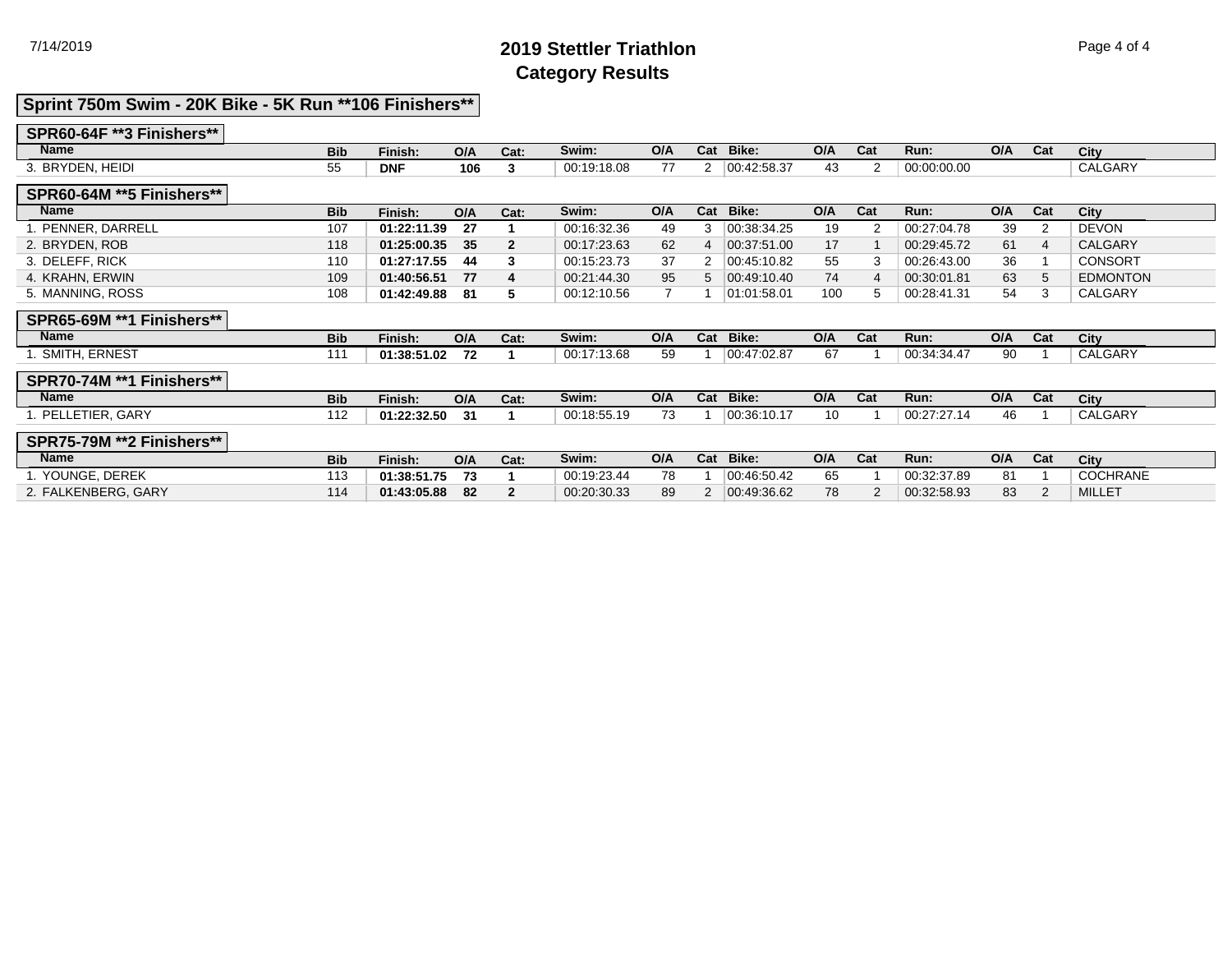# 2019 Stettler Triathlon
## Category Results

### Sprint 750m Swim - 20K Bike - 5K Run **106 Finishers**

#### SPR60-64F **3 Finishers**

| Name | Bib | Finish: | O/A | Cat: | Swim: | O/A | Cat | Bike: | O/A | Cat | Run: | O/A | Cat | City |
|---|---|---|---|---|---|---|---|---|---|---|---|---|---|---|
| 3. BRYDEN, HEIDI | 55 | **DNF** | **106** | **3** | 00:19:18.08 | 77 | 2 | 00:42:58.37 | 43 | 2 | 00:00:00.00 | | | CALGARY |

#### SPR60-64M **5 Finishers**

| Name | Bib | Finish: | O/A | Cat: | Swim: | O/A | Cat | Bike: | O/A | Cat | Run: | O/A | Cat | City |
|---|---|---|---|---|---|---|---|---|---|---|---|---|---|---|
| 1. PENNER, DARRELL | 107 | **01:22:11.39** | **27** | **1** | 00:16:32.36 | 49 | 3 | 00:38:34.25 | 19 | 2 | 00:27:04.78 | 39 | 2 | DEVON |
| 2. BRYDEN, ROB | 118 | **01:25:00.35** | **35** | **2** | 00:17:23.63 | 62 | 4 | 00:37:51.00 | 17 | 1 | 00:29:45.72 | 61 | 4 | CALGARY |
| 3. DELEFF, RICK | 110 | **01:27:17.55** | **44** | **3** | 00:15:23.73 | 37 | 2 | 00:45:10.82 | 55 | 3 | 00:26:43.00 | 36 | 1 | CONSORT |
| 4. KRAHN, ERWIN | 109 | **01:40:56.51** | **77** | **4** | 00:21:44.30 | 95 | 5 | 00:49:10.40 | 74 | 4 | 00:30:01.81 | 63 | 5 | EDMONTON |
| 5. MANNING, ROSS | 108 | **01:42:49.88** | **81** | **5** | 00:12:10.56 | 7 | 1 | 01:01:58.01 | 100 | 5 | 00:28:41.31 | 54 | 3 | CALGARY |

#### SPR65-69M **1 Finishers**

| Name | Bib | Finish: | O/A | Cat: | Swim: | O/A | Cat | Bike: | O/A | Cat | Run: | O/A | Cat | City |
|---|---|---|---|---|---|---|---|---|---|---|---|---|---|---|
| 1. SMITH, ERNEST | 111 | **01:38:51.02** | **72** | **1** | 00:17:13.68 | 59 | 1 | 00:47:02.87 | 67 | 1 | 00:34:34.47 | 90 | 1 | CALGARY |

#### SPR70-74M **1 Finishers**

| Name | Bib | Finish: | O/A | Cat: | Swim: | O/A | Cat | Bike: | O/A | Cat | Run: | O/A | Cat | City |
|---|---|---|---|---|---|---|---|---|---|---|---|---|---|---|
| 1. PELLETIER, GARY | 112 | **01:22:32.50** | **31** | **1** | 00:18:55.19 | 73 | 1 | 00:36:10.17 | 10 | 1 | 00:27:27.14 | 46 | 1 | CALGARY |

#### SPR75-79M **2 Finishers**

| Name | Bib | Finish: | O/A | Cat: | Swim: | O/A | Cat | Bike: | O/A | Cat | Run: | O/A | Cat | City |
|---|---|---|---|---|---|---|---|---|---|---|---|---|---|---|
| 1. YOUNGE, DEREK | 113 | **01:38:51.75** | **73** | **1** | 00:19:23.44 | 78 | 1 | 00:46:50.42 | 65 | 1 | 00:32:37.89 | 81 | 1 | COCHRANE |
| 2. FALKENBERG, GARY | 114 | **01:43:05.88** | **82** | **2** | 00:20:30.33 | 89 | 2 | 00:49:36.62 | 78 | 2 | 00:32:58.93 | 83 | 2 | MILLET |